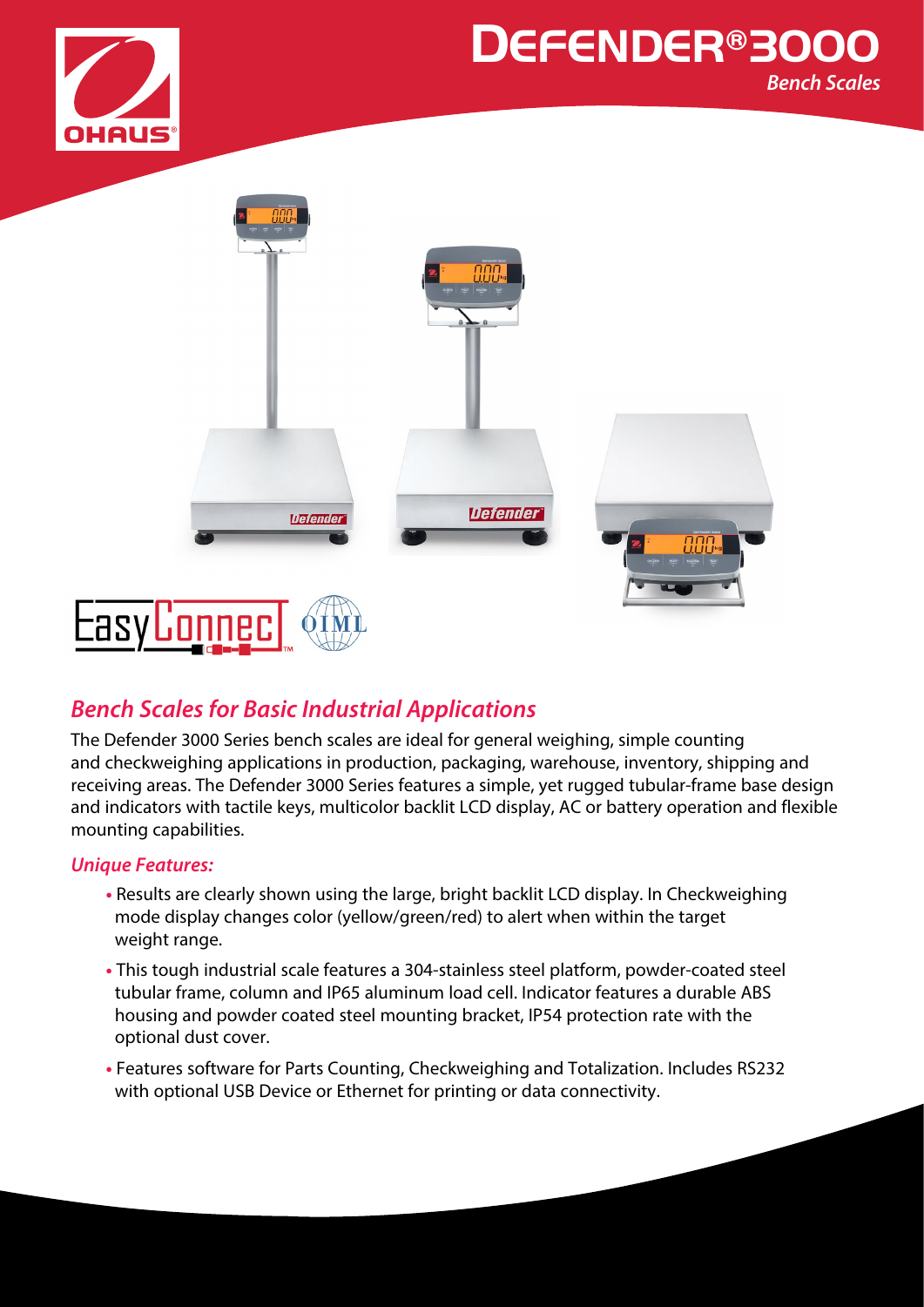# DEFENDER®3000

*Bench Scales*

## *Bench Scales for Basic Industrial Applications*

The Defender 3000 Series bench scales are ideal for general weighing, simple counting and checkweighing applications in production, packaging, warehouse, inventory, shipping and receiving areas. The Defender 3000 Series features a simple, yet rugged tubular-frame base design and indicators with tactile keys, multicolor backlit LCD display, AC or battery operation and flexible mounting capabilities.

### *Unique Features:*

- Results are clearly shown using the large, bright backlit LCD display. In Checkweighing mode display changes color (yellow/green/red) to alert when within the target weight range.
- This tough industrial scale features a 304-stainless steel platform, powder-coated steel tubular frame, column and IP65 aluminum load cell. Indicator features a durable ABS housing and powder coated steel mounting bracket, IP54 protection rate with the optional dust cover.
- Features software for Parts Counting, Checkweighing and Totalization. Includes RS232 with optional USB Device or Ethernet for printing or data connectivity.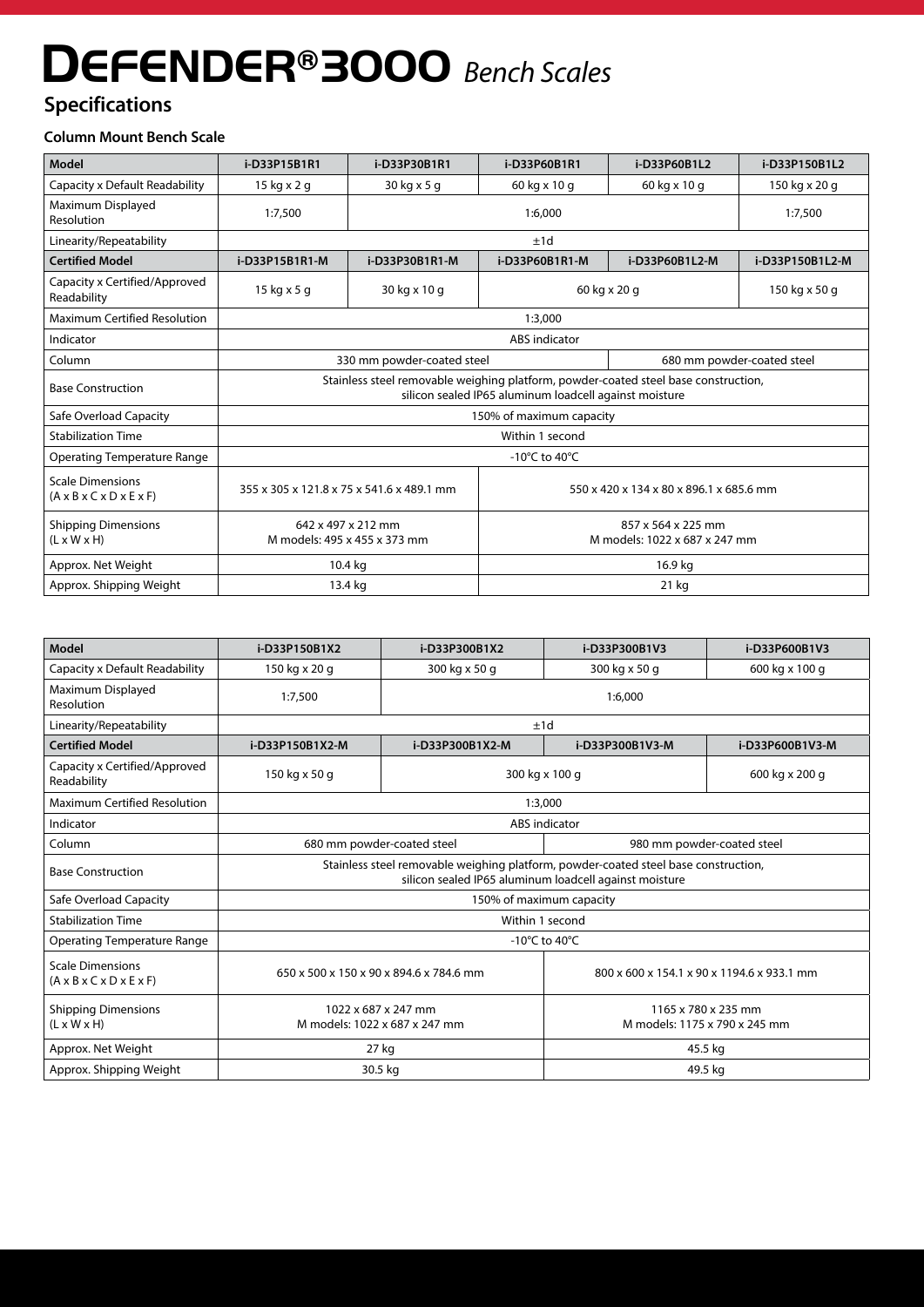# DEFENDER®3000 *Bench Scales*

## Specifications

### Column Mount Bench Scale

| Model | i-D33P15B1R1 | i-D33P30B1R1 | i-D33P60B1R1 | i-D33P60B1L2 | i-D33P150B1L2 |
|---|---|---|---|---|---|
| Capacity x Default Readability | 15 kg x 2 g | 30 kg x 5 g | 60 kg x 10 g | 60 kg x 10 g | 150 kg x 20 g |
| Maximum Displayed Resolution | 1:7,500 | 1:6,000 | | | 1:7,500 |
| Linearity/Repeatability | ±1d | | | | |
| **Certified Model** | **i-D33P15B1R1-M** | **i-D33P30B1R1-M** | **i-D33P60B1R1-M** | **i-D33P60B1L2-M** | **i-D33P150B1L2-M** |
| Capacity x Certified/Approved Readability | 15 kg x 5 g | 30 kg x 10 g | 60 kg x 20 g | | 150 kg x 50 g |
| Maximum Certified Resolution | 1:3,000 | | | | |
| Indicator | ABS indicator | | | | |
| Column | 330 mm powder-coated steel | | | 680 mm powder-coated steel | |
| Base Construction | Stainless steel removable weighing platform, powder-coated steel base construction, silicon sealed IP65 aluminum loadcell against moisture | | | | |
| Safe Overload Capacity | 150% of maximum capacity | | | | |
| Stabilization Time | Within 1 second | | | | |
| Operating Temperature Range | -10°C to 40°C | | | | |
| Scale Dimensions (A x B x C x D x E x F) | 355 x 305 x 121.8 x 75 x 541.6 x 489.1 mm | | 550 x 420 x 134 x 80 x 896.1 x 685.6 mm | | |
| Shipping Dimensions (L x W x H) | 642 x 497 x 212 mm<br>M models: 495 x 455 x 373 mm | | 857 x 564 x 225 mm<br>M models: 1022 x 687 x 247 mm | | |
| Approx. Net Weight | 10.4 kg | | 16.9 kg | | |
| Approx. Shipping Weight | 13.4 kg | | 21 kg | | |

| Model | i-D33P150B1X2 | i-D33P300B1X2 | i-D33P300B1V3 | i-D33P600B1V3 |
|---|---|---|---|---|
| Capacity x Default Readability | 150 kg x 20 g | 300 kg x 50 g | 300 kg x 50 g | 600 kg x 100 g |
| Maximum Displayed Resolution | 1:7,500 | 1:6,000 | | |
| Linearity/Repeatability | ±1d | | | |
| **Certified Model** | **i-D33P150B1X2-M** | **i-D33P300B1X2-M** | **i-D33P300B1V3-M** | **i-D33P600B1V3-M** |
| Capacity x Certified/Approved Readability | 150 kg x 50 g | 300 kg x 100 g | | 600 kg x 200 g |
| Maximum Certified Resolution | 1:3,000 | | | |
| Indicator | ABS indicator | | | |
| Column | 680 mm powder-coated steel | | 980 mm powder-coated steel | |
| Base Construction | Stainless steel removable weighing platform, powder-coated steel base construction, silicon sealed IP65 aluminum loadcell against moisture | | | |
| Safe Overload Capacity | 150% of maximum capacity | | | |
| Stabilization Time | Within 1 second | | | |
| Operating Temperature Range | -10°C to 40°C | | | |
| Scale Dimensions (A x B x C x D x E x F) | 650 x 500 x 150 x 90 x 894.6 x 784.6 mm | | 800 x 600 x 154.1 x 90 x 1194.6 x 933.1 mm | |
| Shipping Dimensions (L x W x H) | 1022 x 687 x 247 mm<br>M models: 1022 x 687 x 247 mm | | 1165 x 780 x 235 mm<br>M models: 1175 x 790 x 245 mm | |
| Approx. Net Weight | 27 kg | | 45.5 kg | |
| Approx. Shipping Weight | 30.5 kg | | 49.5 kg | |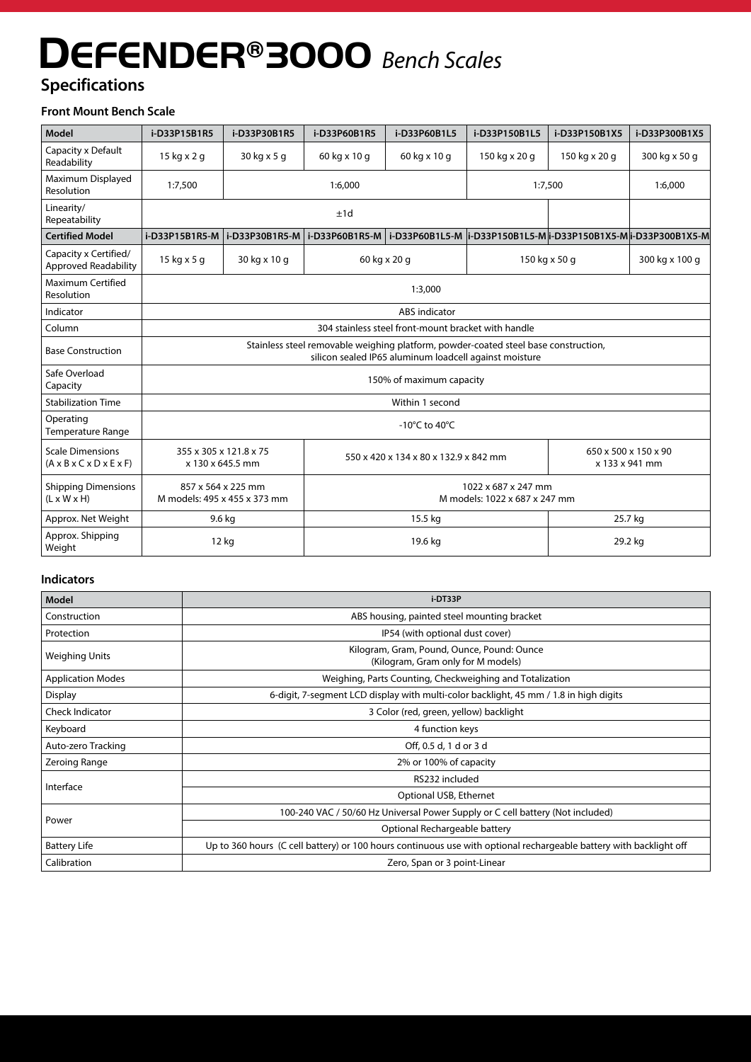# DEFENDER® 3000 *Bench Scales*

## Specifications

### Front Mount Bench Scale

| Model | i-D33P15B1R5 | i-D33P30B1R5 | i-D33P60B1R5 | i-D33P60B1L5 | i-D33P150B1L5 | i-D33P150B1X5 | i-D33P300B1X5 |
|---|---|---|---|---|---|---|---|
| Capacity x Default Readability | 15 kg x 2 g | 30 kg x 5 g | 60 kg x 10 g | 60 kg x 10 g | 150 kg x 20 g | 150 kg x 20 g | 300 kg x 50 g |
| Maximum Displayed Resolution | 1:7,500 | 1:6,000 | | | 1:7,500 | | 1:6,000 |
| Linearity/ Repeatability | ±1d | | | | | | |
| **Certified Model** | **i-D33P15B1R5-M** | **i-D33P30B1R5-M** | **i-D33P60B1R5-M** | **i-D33P60B1L5-M** | **i-D33P150B1L5-M** | **i-D33P150B1X5-M** | **i-D33P300B1X5-M** |
| Capacity x Certified/ Approved Readability | 15 kg x 5 g | 30 kg x 10 g | 60 kg x 20 g | | 150 kg x 50 g | | 300 kg x 100 g |
| Maximum Certified Resolution | 1:3,000 | | | | | | |
| Indicator | ABS indicator | | | | | | |
| Column | 304 stainless steel front-mount bracket with handle | | | | | | |
| Base Construction | Stainless steel removable weighing platform, powder-coated steel base construction, silicon sealed IP65 aluminum loadcell against moisture | | | | | | |
| Safe Overload Capacity | 150% of maximum capacity | | | | | | |
| Stabilization Time | Within 1 second | | | | | | |
| Operating Temperature Range | -10°C to 40°C | | | | | | |
| Scale Dimensions (A x B x C x D x E x F) | 355 x 305 x 121.8 x 75 x 130 x 645.5 mm | | 550 x 420 x 134 x 80 x 132.9 x 842 mm | | | 650 x 500 x 150 x 90 x 133 x 941 mm | |
| Shipping Dimensions (L x W x H) | 857 x 564 x 225 mm M models: 495 x 455 x 373 mm | | 1022 x 687 x 247 mm M models: 1022 x 687 x 247 mm | | | | |
| Approx. Net Weight | 9.6 kg | | 15.5 kg | | | 25.7 kg | |
| Approx. Shipping Weight | 12 kg | | 19.6 kg | | | 29.2 kg | |

### Indicators

| Model | i-DT33P |
|---|---|
| Construction | ABS housing, painted steel mounting bracket |
| Protection | IP54 (with optional dust cover) |
| Weighing Units | Kilogram, Gram, Pound, Ounce, Pound: Ounce (Kilogram, Gram only for M models) |
| Application Modes | Weighing, Parts Counting, Checkweighing and Totalization |
| Display | 6-digit, 7-segment LCD display with multi-color backlight, 45 mm / 1.8 in high digits |
| Check Indicator | 3 Color (red, green, yellow) backlight |
| Keyboard | 4 function keys |
| Auto-zero Tracking | Off, 0.5 d, 1 d or 3 d |
| Zeroing Range | 2% or 100% of capacity |
| Interface | RS232 included |
| | Optional USB, Ethernet |
| Power | 100-240 VAC / 50/60 Hz Universal Power Supply or C cell battery (Not included) |
| | Optional Rechargeable battery |
| Battery Life | Up to 360 hours (C cell battery) or 100 hours continuous use with optional rechargeable battery with backlight off |
| Calibration | Zero, Span or 3 point-Linear |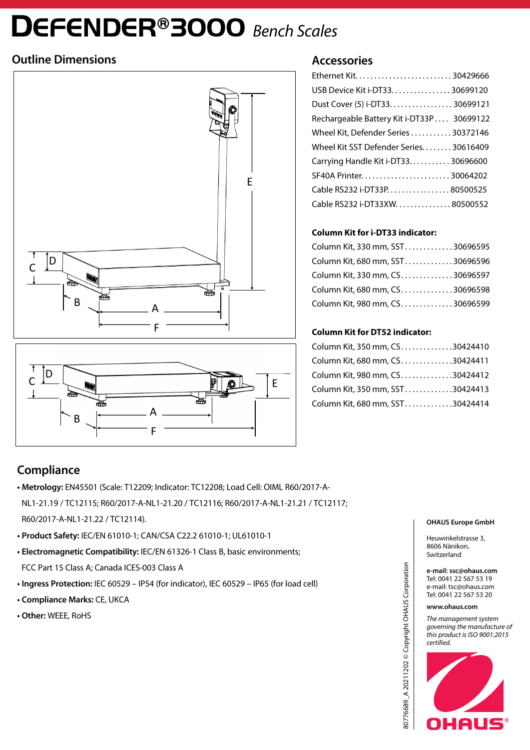# DEFENDER®3000 *Bench Scales*

## Outline Dimensions

C
D
E
B
A
F

C
D
E
B
A
F

## Accessories

| | |
|---|---|
| Ethernet Kit | 30429666 |
| USB Device Kit i-DT33 | 30699120 |
| Dust Cover (5) i-DT33 | 30699121 |
| Rechargeable Battery Kit i-DT33P | 30699122 |
| Wheel Kit, Defender Series | 30372146 |
| Wheel Kit SST Defender Series | 30616409 |
| Carrying Handle Kit i-DT33 | 30696600 |
| SF40A Printer | 30064202 |
| Cable RS232 i-DT33P | 80500525 |
| Cable RS232 i-DT33XW | 80500552 |

**Column Kit for i-DT33 indicator:**

| | |
|---|---|
| Column Kit, 330 mm, SST | 30696595 |
| Column Kit, 680 mm, SST | 30696596 |
| Column Kit, 330 mm, CS | 30696597 |
| Column Kit, 680 mm, CS | 30696598 |
| Column Kit, 980 mm, CS | 30696599 |

**Column Kit for DT52 indicator:**

| | |
|---|---|
| Column Kit, 350 mm, CS | 30424410 |
| Column Kit, 680 mm, CS | 30424411 |
| Column Kit, 980 mm, CS | 30424412 |
| Column Kit, 350 mm, SST | 30424413 |
| Column Kit, 680 mm, SST | 30424414 |

## Compliance

- **Metrology:** EN45501 (Scale: T12209; Indicator: TC12208; Load Cell: OIML R60/2017-A-NL1-21.19 / TC12115; R60/2017-A-NL1-21.20 / TC12116; R60/2017-A-NL1-21.21 / TC12117; R60/2017-A-NL1-21.22 / TC12114).
- **Product Safety:** IEC/EN 61010-1; CAN/CSA C22.2 61010-1; UL61010-1
- **Electromagnetic Compatibility:** IEC/EN 61326-1 Class B, basic environments; FCC Part 15 Class A; Canada ICES-003 Class A
- **Ingress Protection:** IEC 60529 – IP54 (for indicator), IEC 60529 – IP65 (for load cell)
- **Compliance Marks:** CE, UKCA
- **Other:** WEEE, RoHS

80776689_A 20211202 © Copyright OHAUS Corporation

**OHAUS Europe GmbH**

Heuwinkelstrasse 3,
8606 Nänikon,
Switzerland

**e-mail: ssc@ohaus.com**
Tel: 0041 22 567 53 19
e-mail: tsc@ohaus.com
Tel: 0041 22 567 53 20

**www.ohaus.com**

*The management system governing the manufacture of this product is ISO 9001:2015 certified.*

OHAUS®